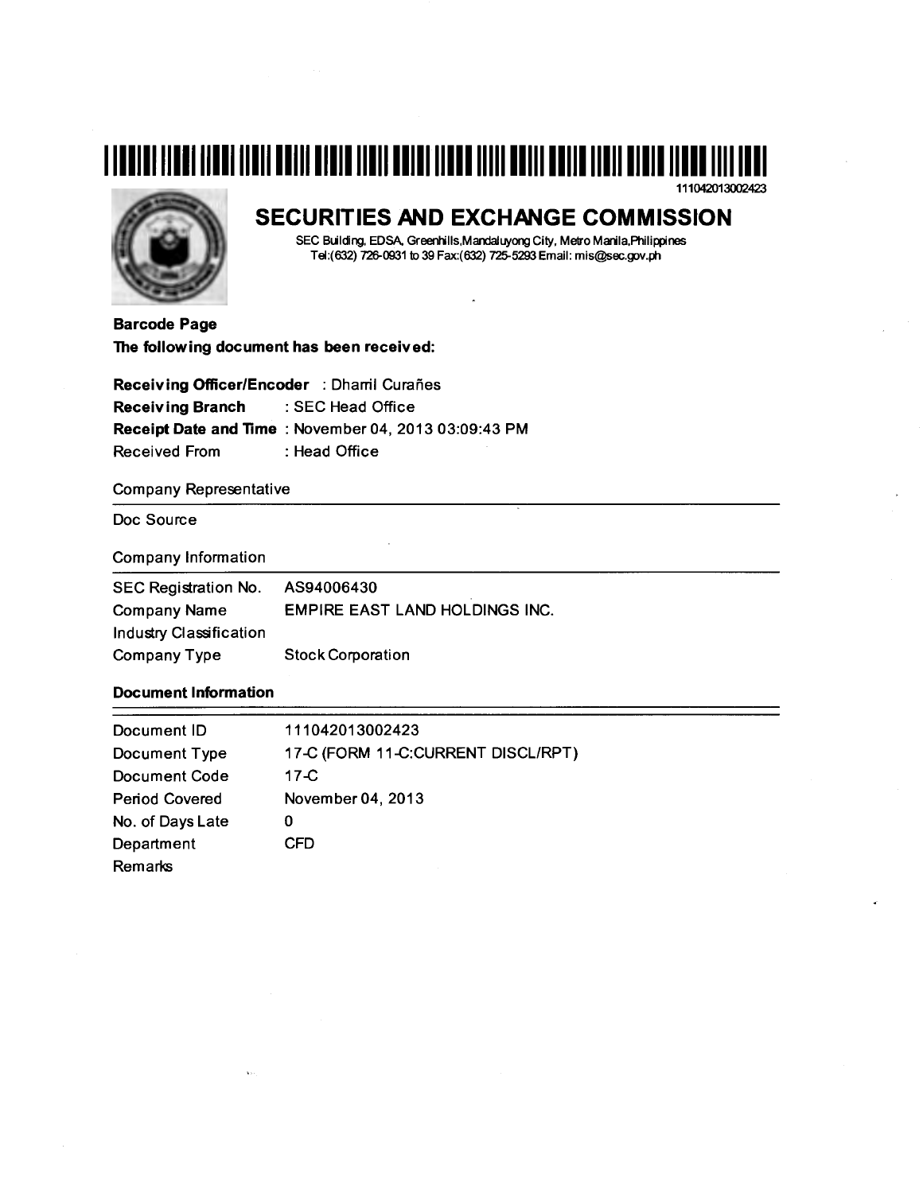111042013002423

# SECURITIES AND EXCHANGE COMMISSION

SEC Building, EDSA, Greenhills, Mandaluyong City, Metro Manila, Philippines
Tel:(632) 726-0931 to 39 Fax:(632) 725-5293 Email: mis@sec.gov.ph

**Barcode Page**

**The following document has been received:**

**Receiving Officer/Encoder** : Dharril Curañes
**Receiving Branch** : SEC Head Office
**Receipt Date and Time** : November 04, 2013 03:09:43 PM
Received From : Head Office

Company Representative

Doc Source

Company Information

| | |
|---|---|
| SEC Registration No. | AS94006430 |
| Company Name | EMPIRE EAST LAND HOLDINGS INC. |
| Industry Classification | |
| Company Type | Stock Corporation |

**Document Information**

| | |
|---|---|
| Document ID | 111042013002423 |
| Document Type | 17-C (FORM 11-C:CURRENT DISCL/RPT) |
| Document Code | 17-C |
| Period Covered | November 04, 2013 |
| No. of Days Late | 0 |
| Department | CFD |
| Remarks | |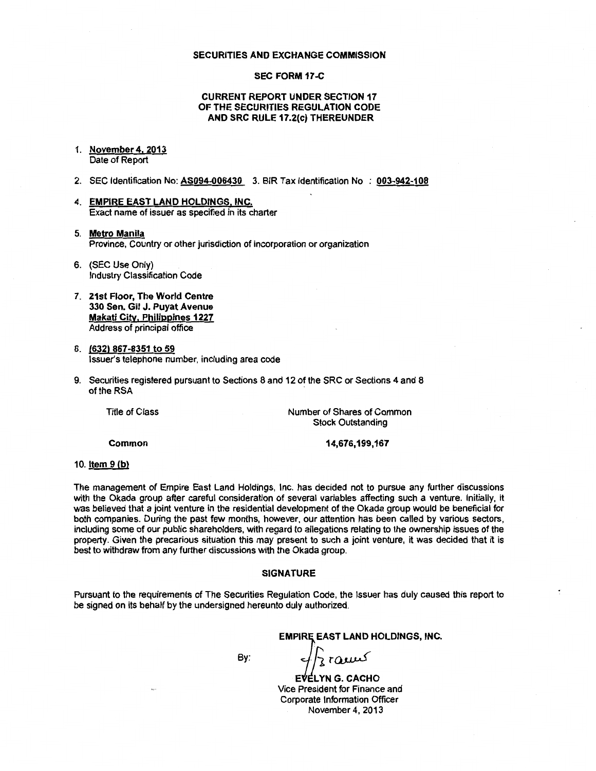**SECURITIES AND EXCHANGE COMMISSION**

**SEC FORM 17-C**

**CURRENT REPORT UNDER SECTION 17 OF THE SECURITIES REGULATION CODE AND SRC RULE 17.2(c) THEREUNDER**

1. **November 4, 2013**
   Date of Report

2. SEC Identification No: **AS094-006430** 3. BIR Tax Identification No : **003-942-108**

4. **EMPIRE EAST LAND HOLDINGS, INC.**
   Exact name of issuer as specified in its charter

5. **Metro Manila**
   Province, Country or other jurisdiction of incorporation or organization

6. (SEC Use Only)
   Industry Classification Code

7. **21st Floor, The World Centre**
   **330 Sen. Gil J. Puyat Avenue**
   **Makati City, Philippines 1227**
   Address of principal office

8. **(632) 867-8351 to 59**
   Issuer's telephone number, including area code

9. Securities registered pursuant to Sections 8 and 12 of the SRC or Sections 4 and 8 of the RSA

| Title of Class | Number of Shares of Common Stock Outstanding |
|---|---|
| **Common** | **14,676,199,167** |

10. **Item 9 (b)**

The management of Empire East Land Holdings, Inc. has decided not to pursue any further discussions with the Okada group after careful consideration of several variables affecting such a venture. Initially, it was believed that a joint venture in the residential development of the Okada group would be beneficial for both companies. During the past few months, however, our attention has been called by various sectors, including some of our public shareholders, with regard to allegations relating to the ownership issues of the property. Given the precarious situation this may present to such a joint venture, it was decided that it is best to withdraw from any further discussions with the Okada group.

**SIGNATURE**

Pursuant to the requirements of The Securities Regulation Code, the Issuer has duly caused this report to be signed on its behalf by the undersigned hereunto duly authorized.

**EMPIRE EAST LAND HOLDINGS, INC.**

By:

**EVELYN G. CACHO**
Vice President for Finance and
Corporate Information Officer
November 4, 2013